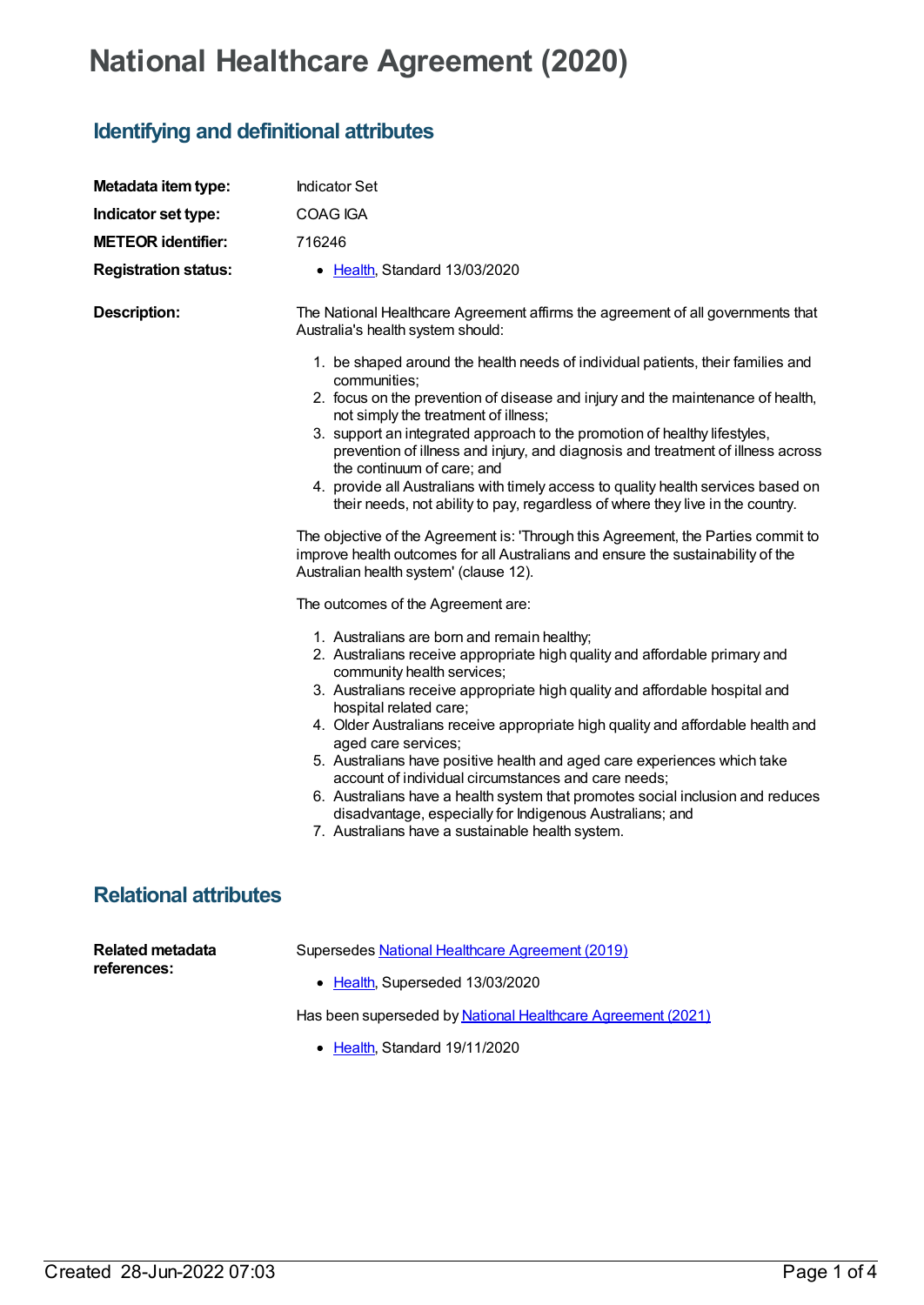# National Healthcare Agreement (2020)

## Identifying and definitional attributes

**Metadata item type:** Indicator Set

**Indicator set type:** COAG IGA

**METEOR identifier:** 716246

**Registration status:**

- Health, Standard 13/03/2020

**Description:**

The National Healthcare Agreement affirms the agreement of all governments that Australia's health system should:

1. be shaped around the health needs of individual patients, their families and communities;
2. focus on the prevention of disease and injury and the maintenance of health, not simply the treatment of illness;
3. support an integrated approach to the promotion of healthy lifestyles, prevention of illness and injury, and diagnosis and treatment of illness across the continuum of care; and
4. provide all Australians with timely access to quality health services based on their needs, not ability to pay, regardless of where they live in the country.

The objective of the Agreement is: 'Through this Agreement, the Parties commit to improve health outcomes for all Australians and ensure the sustainability of the Australian health system' (clause 12).

The outcomes of the Agreement are:

1. Australians are born and remain healthy;
2. Australians receive appropriate high quality and affordable primary and community health services;
3. Australians receive appropriate high quality and affordable hospital and hospital related care;
4. Older Australians receive appropriate high quality and affordable health and aged care services;
5. Australians have positive health and aged care experiences which take account of individual circumstances and care needs;
6. Australians have a health system that promotes social inclusion and reduces disadvantage, especially for Indigenous Australians; and
7. Australians have a sustainable health system.

## Relational attributes

**Related metadata references:**

Supersedes National Healthcare Agreement (2019)

- Health, Superseded 13/03/2020

Has been superseded by National Healthcare Agreement (2021)

- Health, Standard 19/11/2020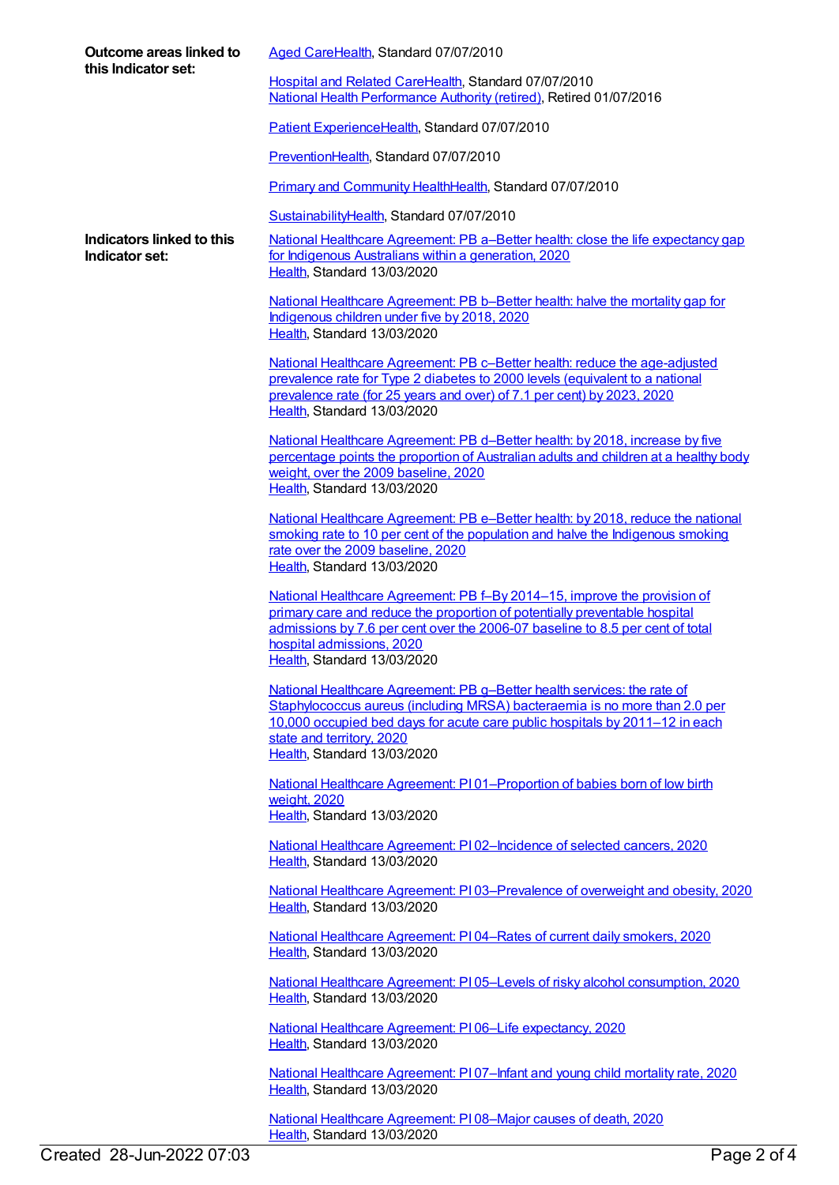**Outcome areas linked to this Indicator set:**

Aged CareHealth, Standard 07/07/2010

Hospital and Related CareHealth, Standard 07/07/2010
National Health Performance Authority (retired), Retired 01/07/2016

Patient ExperienceHealth, Standard 07/07/2010

PreventionHealth, Standard 07/07/2010

Primary and Community HealthHealth, Standard 07/07/2010

SustainabilityHealth, Standard 07/07/2010

**Indicators linked to this Indicator set:**

National Healthcare Agreement: PB a–Better health: close the life expectancy gap for Indigenous Australians within a generation, 2020
Health, Standard 13/03/2020

National Healthcare Agreement: PB b–Better health: halve the mortality gap for Indigenous children under five by 2018, 2020
Health, Standard 13/03/2020

National Healthcare Agreement: PB c–Better health: reduce the age-adjusted prevalence rate for Type 2 diabetes to 2000 levels (equivalent to a national prevalence rate (for 25 years and over) of 7.1 per cent) by 2023, 2020
Health, Standard 13/03/2020

National Healthcare Agreement: PB d–Better health: by 2018, increase by five percentage points the proportion of Australian adults and children at a healthy body weight, over the 2009 baseline, 2020
Health, Standard 13/03/2020

National Healthcare Agreement: PB e–Better health: by 2018, reduce the national smoking rate to 10 per cent of the population and halve the Indigenous smoking rate over the 2009 baseline, 2020
Health, Standard 13/03/2020

National Healthcare Agreement: PB f–By 2014–15, improve the provision of primary care and reduce the proportion of potentially preventable hospital admissions by 7.6 per cent over the 2006-07 baseline to 8.5 per cent of total hospital admissions, 2020
Health, Standard 13/03/2020

National Healthcare Agreement: PB g–Better health services: the rate of Staphylococcus aureus (including MRSA) bacteraemia is no more than 2.0 per 10,000 occupied bed days for acute care public hospitals by 2011–12 in each state and territory, 2020
Health, Standard 13/03/2020

National Healthcare Agreement: PI 01–Proportion of babies born of low birth weight, 2020
Health, Standard 13/03/2020

National Healthcare Agreement: PI 02–Incidence of selected cancers, 2020
Health, Standard 13/03/2020

National Healthcare Agreement: PI 03–Prevalence of overweight and obesity, 2020
Health, Standard 13/03/2020

National Healthcare Agreement: PI 04–Rates of current daily smokers, 2020
Health, Standard 13/03/2020

National Healthcare Agreement: PI 05–Levels of risky alcohol consumption, 2020
Health, Standard 13/03/2020

National Healthcare Agreement: PI 06–Life expectancy, 2020
Health, Standard 13/03/2020

National Healthcare Agreement: PI 07–Infant and young child mortality rate, 2020
Health, Standard 13/03/2020

National Healthcare Agreement: PI 08–Major causes of death, 2020
Health, Standard 13/03/2020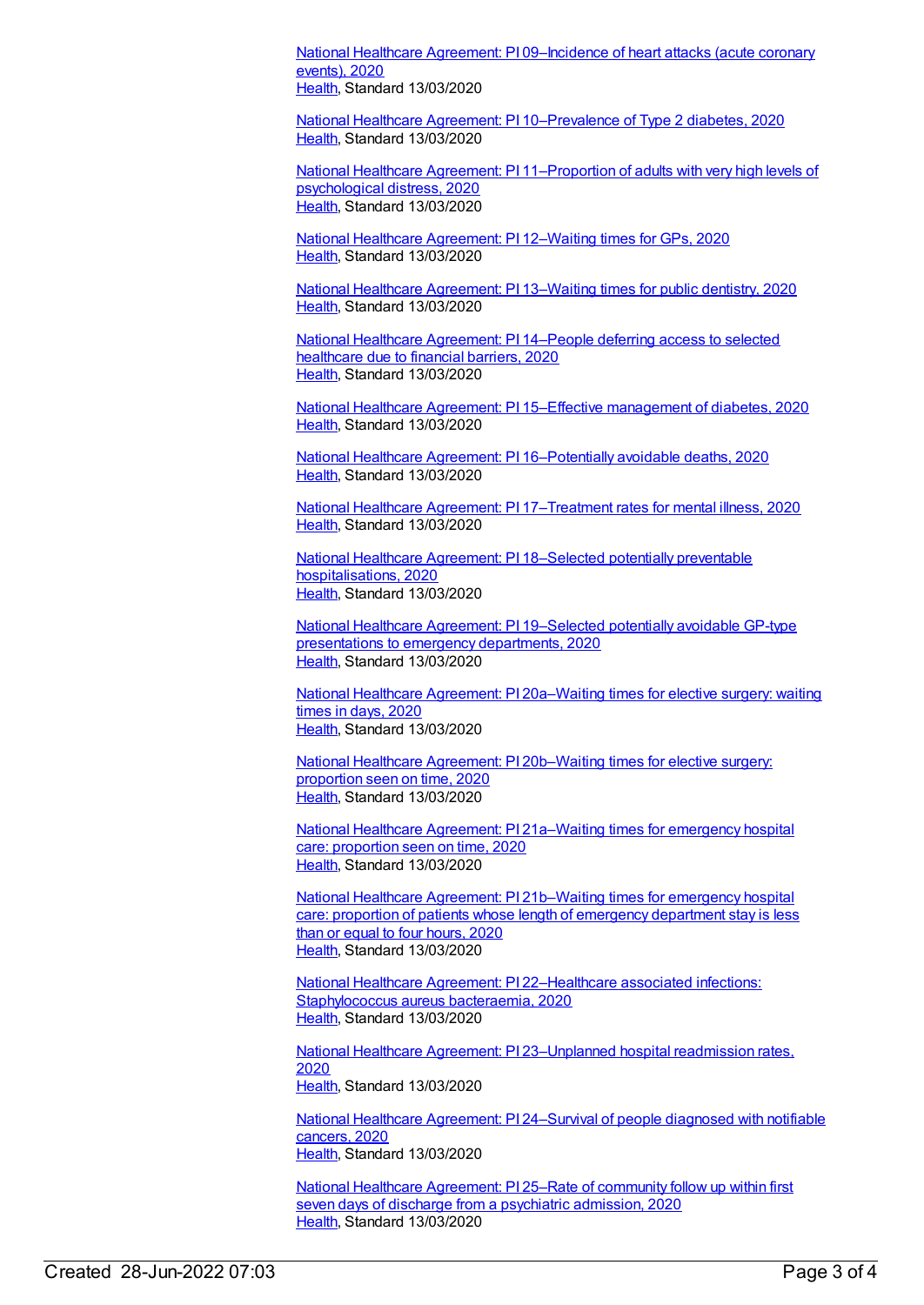National Healthcare Agreement: PI 09–Incidence of heart attacks (acute coronary events), 2020
Health, Standard 13/03/2020

National Healthcare Agreement: PI 10–Prevalence of Type 2 diabetes, 2020
Health, Standard 13/03/2020

National Healthcare Agreement: PI 11–Proportion of adults with very high levels of psychological distress, 2020
Health, Standard 13/03/2020

National Healthcare Agreement: PI 12–Waiting times for GPs, 2020
Health, Standard 13/03/2020

National Healthcare Agreement: PI 13–Waiting times for public dentistry, 2020
Health, Standard 13/03/2020

National Healthcare Agreement: PI 14–People deferring access to selected healthcare due to financial barriers, 2020
Health, Standard 13/03/2020

National Healthcare Agreement: PI 15–Effective management of diabetes, 2020
Health, Standard 13/03/2020

National Healthcare Agreement: PI 16–Potentially avoidable deaths, 2020
Health, Standard 13/03/2020

National Healthcare Agreement: PI 17–Treatment rates for mental illness, 2020
Health, Standard 13/03/2020

National Healthcare Agreement: PI 18–Selected potentially preventable hospitalisations, 2020
Health, Standard 13/03/2020

National Healthcare Agreement: PI 19–Selected potentially avoidable GP-type presentations to emergency departments, 2020
Health, Standard 13/03/2020

National Healthcare Agreement: PI 20a–Waiting times for elective surgery: waiting times in days, 2020
Health, Standard 13/03/2020

National Healthcare Agreement: PI 20b–Waiting times for elective surgery: proportion seen on time, 2020
Health, Standard 13/03/2020

National Healthcare Agreement: PI 21a–Waiting times for emergency hospital care: proportion seen on time, 2020
Health, Standard 13/03/2020

National Healthcare Agreement: PI 21b–Waiting times for emergency hospital care: proportion of patients whose length of emergency department stay is less than or equal to four hours, 2020
Health, Standard 13/03/2020

National Healthcare Agreement: PI 22–Healthcare associated infections: Staphylococcus aureus bacteraemia, 2020
Health, Standard 13/03/2020

National Healthcare Agreement: PI 23–Unplanned hospital readmission rates, 2020
Health, Standard 13/03/2020

National Healthcare Agreement: PI 24–Survival of people diagnosed with notifiable cancers, 2020
Health, Standard 13/03/2020

National Healthcare Agreement: PI 25–Rate of community follow up within first seven days of discharge from a psychiatric admission, 2020
Health, Standard 13/03/2020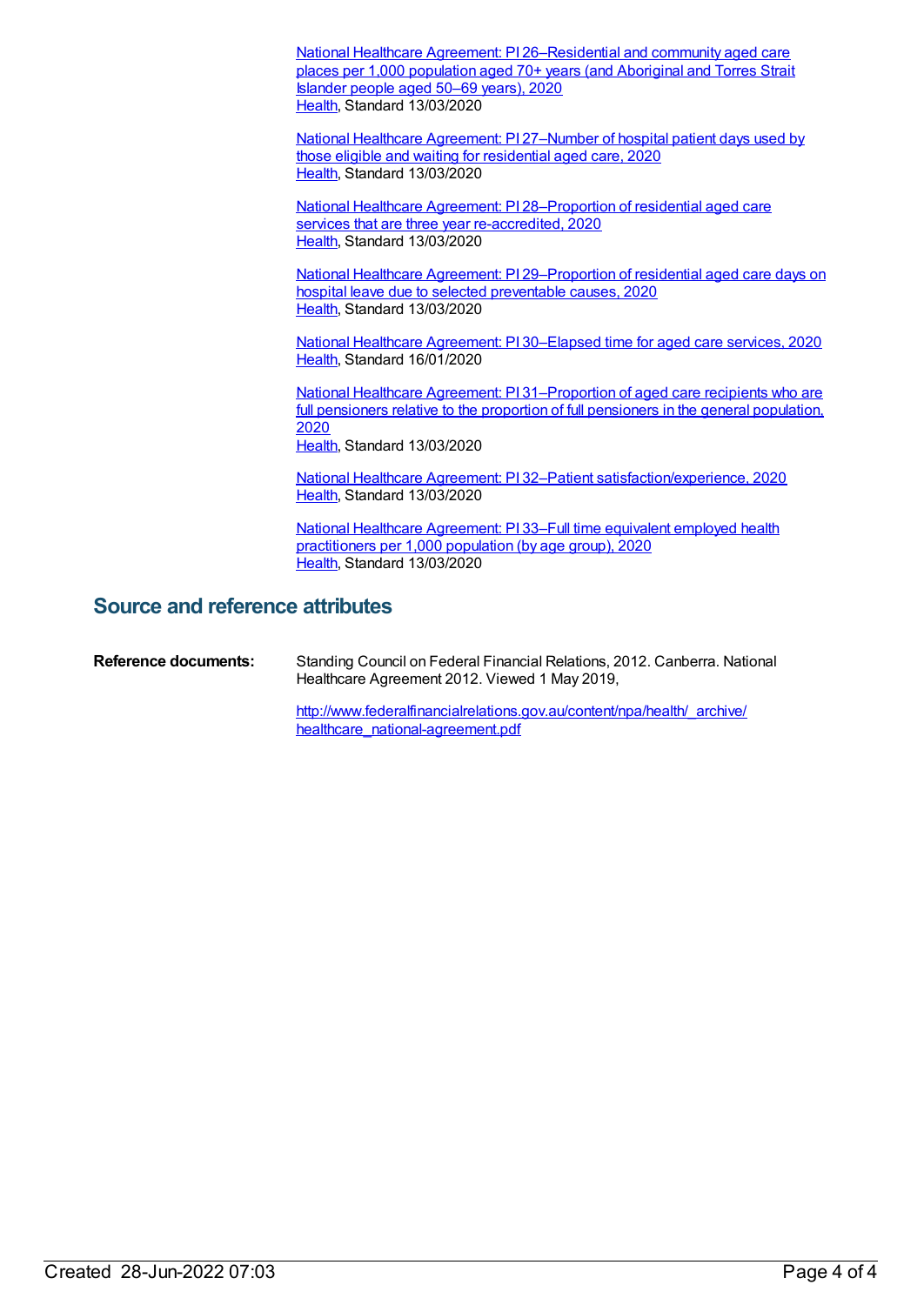[National Healthcare Agreement: PI 26–Residential and community aged care places per 1,000 population aged 70+ years (and Aboriginal and Torres Strait Islander people aged 50–69 years), 2020](#)
[Health](#), Standard 13/03/2020

[National Healthcare Agreement: PI 27–Number of hospital patient days used by those eligible and waiting for residential aged care, 2020](#)
[Health](#), Standard 13/03/2020

[National Healthcare Agreement: PI 28–Proportion of residential aged care services that are three year re-accredited, 2020](#)
[Health](#), Standard 13/03/2020

[National Healthcare Agreement: PI 29–Proportion of residential aged care days on hospital leave due to selected preventable causes, 2020](#)
[Health](#), Standard 13/03/2020

[National Healthcare Agreement: PI 30–Elapsed time for aged care services, 2020](#)
[Health](#), Standard 16/01/2020

[National Healthcare Agreement: PI 31–Proportion of aged care recipients who are full pensioners relative to the proportion of full pensioners in the general population, 2020](#)
[Health](#), Standard 13/03/2020

[National Healthcare Agreement: PI 32–Patient satisfaction/experience, 2020](#)
[Health](#), Standard 13/03/2020

[National Healthcare Agreement: PI 33–Full time equivalent employed health practitioners per 1,000 population (by age group), 2020](#)
[Health](#), Standard 13/03/2020

## Source and reference attributes

**Reference documents:** Standing Council on Federal Financial Relations, 2012. Canberra. National Healthcare Agreement 2012. Viewed 1 May 2019,

http://www.federalfinancialrelations.gov.au/content/npa/health/_archive/healthcare_national-agreement.pdf